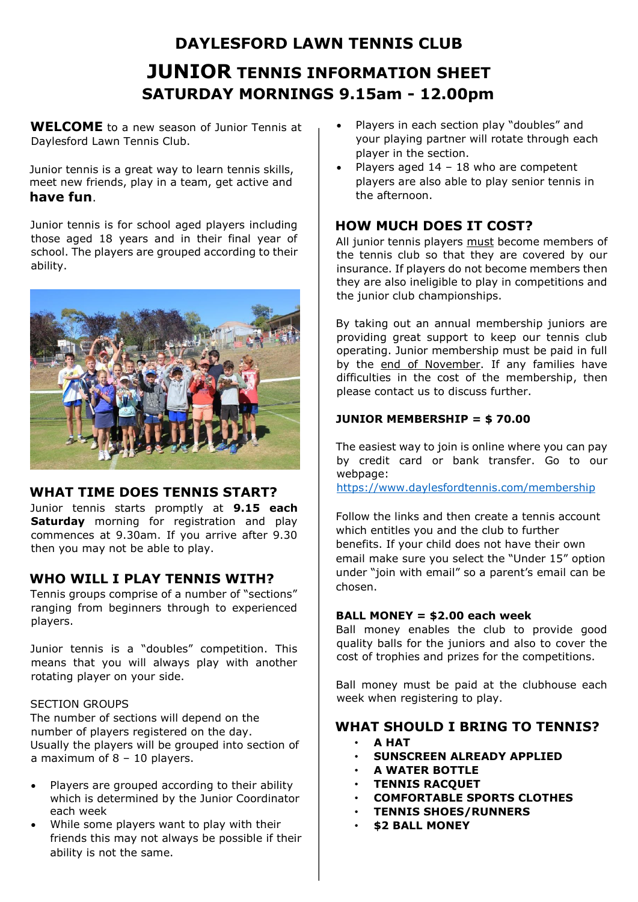# DAYLESFORD LAWN TENNIS CLUB

# JUNIOR TENNIS INFORMATION SHEET

## SATURDAY MORNINGS 9.15am - 12.00pm

**WELCOME** to a new season of Junior Tennis at Daylesford Lawn Tennis Club.

Junior tennis is a great way to learn tennis skills, meet new friends, play in a team, get active and **have fun**.

Junior tennis is for school aged players including those aged 18 years and in their final year of school. The players are grouped according to their ability.

## WHAT TIME DOES TENNIS START?

Junior tennis starts promptly at **9.15 each Saturday** morning for registration and play commences at 9.30am. If you arrive after 9.30 then you may not be able to play.

## WHO WILL I PLAY TENNIS WITH?

Tennis groups comprise of a number of "sections" ranging from beginners through to experienced players.

Junior tennis is a "doubles" competition. This means that you will always play with another rotating player on your side.

SECTION GROUPS

The number of sections will depend on the number of players registered on the day. Usually the players will be grouped into section of a maximum of 8 – 10 players.

- Players are grouped according to their ability which is determined by the Junior Coordinator each week
- While some players want to play with their friends this may not always be possible if their ability is not the same.
- Players in each section play "doubles" and your playing partner will rotate through each player in the section.
- Players aged 14 – 18 who are competent players are also able to play senior tennis in the afternoon.

## HOW MUCH DOES IT COST?

All junior tennis players must become members of the tennis club so that they are covered by our insurance. If players do not become members then they are also ineligible to play in competitions and the junior club championships.

By taking out an annual membership juniors are providing great support to keep our tennis club operating. Junior membership must be paid in full by the end of November. If any families have difficulties in the cost of the membership, then please contact us to discuss further.

**JUNIOR MEMBERSHIP = $ 70.00**

The easiest way to join is online where you can pay by credit card or bank transfer. Go to our webpage:
https://www.daylesfordtennis.com/membership

Follow the links and then create a tennis account which entitles you and the club to further benefits. If your child does not have their own email make sure you select the "Under 15" option under "join with email" so a parent's email can be chosen.

**BALL MONEY = $2.00 each week**

Ball money enables the club to provide good quality balls for the juniors and also to cover the cost of trophies and prizes for the competitions.

Ball money must be paid at the clubhouse each week when registering to play.

## WHAT SHOULD I BRING TO TENNIS?

- **A HAT**
- **SUNSCREEN ALREADY APPLIED**
- **A WATER BOTTLE**
- **TENNIS RACQUET**
- **COMFORTABLE SPORTS CLOTHES**
- **TENNIS SHOES/RUNNERS**
- **$2 BALL MONEY**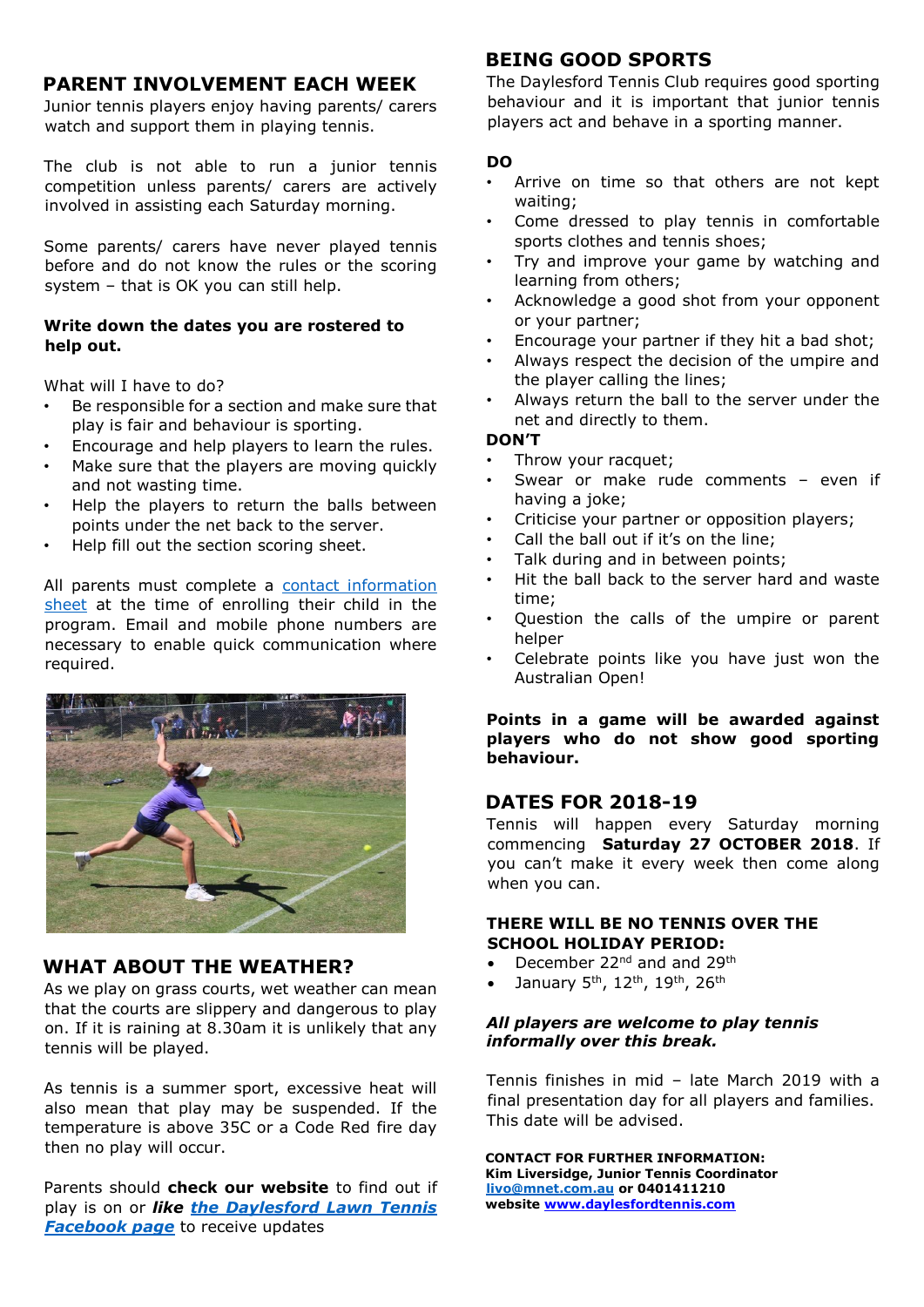## PARENT INVOLVEMENT EACH WEEK

Junior tennis players enjoy having parents/ carers watch and support them in playing tennis.

The club is not able to run a junior tennis competition unless parents/ carers are actively involved in assisting each Saturday morning.

Some parents/ carers have never played tennis before and do not know the rules or the scoring system – that is OK you can still help.

**Write down the dates you are rostered to help out.**

What will I have to do?

- Be responsible for a section and make sure that play is fair and behaviour is sporting.
- Encourage and help players to learn the rules.
- Make sure that the players are moving quickly and not wasting time.
- Help the players to return the balls between points under the net back to the server.
- Help fill out the section scoring sheet.

All parents must complete a contact information sheet at the time of enrolling their child in the program. Email and mobile phone numbers are necessary to enable quick communication where required.

## WHAT ABOUT THE WEATHER?

As we play on grass courts, wet weather can mean that the courts are slippery and dangerous to play on. If it is raining at 8.30am it is unlikely that any tennis will be played.

As tennis is a summer sport, excessive heat will also mean that play may be suspended. If the temperature is above 35C or a Code Red fire day then no play will occur.

Parents should **check our website** to find out if play is on or ***like the Daylesford Lawn Tennis Facebook page*** to receive updates

## BEING GOOD SPORTS

The Daylesford Tennis Club requires good sporting behaviour and it is important that junior tennis players act and behave in a sporting manner.

**DO**

- Arrive on time so that others are not kept waiting;
- Come dressed to play tennis in comfortable sports clothes and tennis shoes;
- Try and improve your game by watching and learning from others;
- Acknowledge a good shot from your opponent or your partner;
- Encourage your partner if they hit a bad shot;
- Always respect the decision of the umpire and the player calling the lines;
- Always return the ball to the server under the net and directly to them.

**DON'T**

- Throw your racquet;
- Swear or make rude comments – even if having a joke;
- Criticise your partner or opposition players;
- Call the ball out if it's on the line;
- Talk during and in between points;
- Hit the ball back to the server hard and waste time;
- Question the calls of the umpire or parent helper
- Celebrate points like you have just won the Australian Open!

**Points in a game will be awarded against players who do not show good sporting behaviour.**

## DATES FOR 2018-19

Tennis will happen every Saturday morning commencing **Saturday 27 OCTOBER 2018**. If you can't make it every week then come along when you can.

**THERE WILL BE NO TENNIS OVER THE SCHOOL HOLIDAY PERIOD:**

- December 22nd and and 29th
- January 5th, 12th, 19th, 26th

***All players are welcome to play tennis informally over this break.***

Tennis finishes in mid – late March 2019 with a final presentation day for all players and families. This date will be advised.

**CONTACT FOR FURTHER INFORMATION:**
**Kim Liversidge, Junior Tennis Coordinator**
**livo@mnet.com.au or 0401411210**
**website www.daylesfordtennis.com**